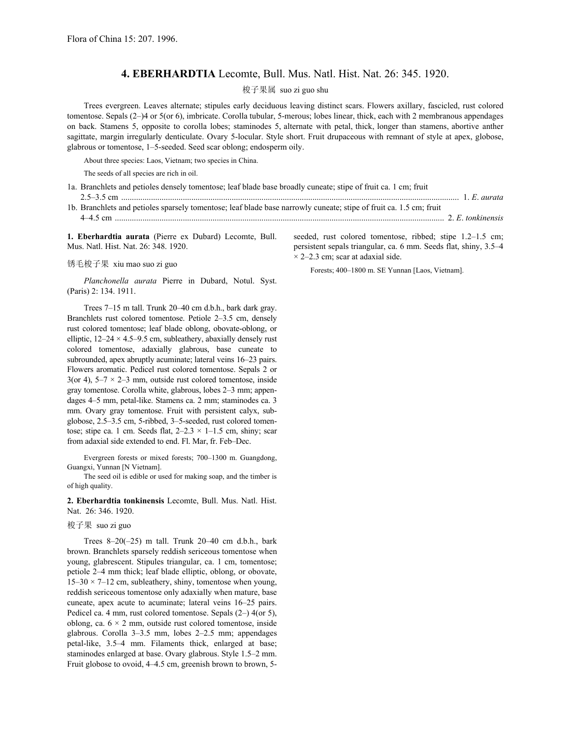Flora of China 15: 207. 1996.

# 4. EBERHARDTIA Lecomte, Bull. Mus. Natl. Hist. Nat. 26: 345. 1920.

梭子果属 suo zi guo shu

Trees evergreen. Leaves alternate; stipules early deciduous leaving distinct scars. Flowers axillary, fascicled, rust colored tomentose. Sepals (2–)4 or 5(or 6), imbricate. Corolla tubular, 5-merous; lobes linear, thick, each with 2 membranous appendages on back. Stamens 5, opposite to corolla lobes; staminodes 5, alternate with petal, thick, longer than stamens, abortive anther sagittate, margin irregularly denticulate. Ovary 5-locular. Style short. Fruit drupaceous with remnant of style at apex, globose, glabrous or tomentose, 1–5-seeded. Seed scar oblong; endosperm oily.

About three species: Laos, Vietnam; two species in China.

The seeds of all species are rich in oil.

1a. Branchlets and petioles densely tomentose; leaf blade base broadly cuneate; stipe of fruit ca. 1 cm; fruit 2.5–3.5 cm ..... 1. *E. aurata*
1b. Branchlets and petioles sparsely tomentose; leaf blade base narrowly cuneate; stipe of fruit ca. 1.5 cm; fruit 4–4.5 cm ..... 2. *E. tonkinensis*

**1. Eberhardtia aurata** (Pierre ex Dubard) Lecomte, Bull. Mus. Natl. Hist. Nat. 26: 348. 1920.

锈毛梭子果 xiu mao suo zi guo

*Planchonella aurata* Pierre in Dubard, Notul. Syst. (Paris) 2: 134. 1911.

Trees 7–15 m tall. Trunk 20–40 cm d.b.h., bark dark gray. Branchlets rust colored tomentose. Petiole 2–3.5 cm, densely rust colored tomentose; leaf blade oblong, obovate-oblong, or elliptic, 12–24 × 4.5–9.5 cm, subleathery, abaxially densely rust colored tomentose, adaxially glabrous, base cuneate to subrounded, apex abruptly acuminate; lateral veins 16–23 pairs. Flowers aromatic. Pedicel rust colored tomentose. Sepals 2 or 3(or 4), 5–7 × 2–3 mm, outside rust colored tomentose, inside gray tomentose. Corolla white, glabrous, lobes 2–3 mm; appendages 4–5 mm, petal-like. Stamens ca. 2 mm; staminodes ca. 3 mm. Ovary gray tomentose. Fruit with persistent calyx, subglobose, 2.5–3.5 cm, 5-ribbed, 3–5-seeded, rust colored tomentose; stipe ca. 1 cm. Seeds flat, 2–2.3 × 1–1.5 cm, shiny; scar from adaxial side extended to end. Fl. Mar, fr. Feb–Dec.

Evergreen forests or mixed forests; 700–1300 m. Guangdong, Guangxi, Yunnan [N Vietnam].

The seed oil is edible or used for making soap, and the timber is of high quality.

**2. Eberhardtia tonkinensis** Lecomte, Bull. Mus. Natl. Hist. Nat. 26: 346. 1920.

梭子果 suo zi guo

Trees 8–20(–25) m tall. Trunk 20–40 cm d.b.h., bark brown. Branchlets sparsely reddish sericeous tomentose when young, glabrescent. Stipules triangular, ca. 1 cm, tomentose; petiole 2–4 mm thick; leaf blade elliptic, oblong, or obovate, 15–30 × 7–12 cm, subleathery, shiny, tomentose when young, reddish sericeous tomentose only adaxially when mature, base cuneate, apex acute to acuminate; lateral veins 16–25 pairs. Pedicel ca. 4 mm, rust colored tomentose. Sepals (2–) 4(or 5), oblong, ca. 6 × 2 mm, outside rust colored tomentose, inside glabrous. Corolla 3–3.5 mm, lobes 2–2.5 mm; appendages petal-like, 3.5–4 mm. Filaments thick, enlarged at base; staminodes enlarged at base. Ovary glabrous. Style 1.5–2 mm. Fruit globose to ovoid, 4–4.5 cm, greenish brown to brown, 5-seeded, rust colored tomentose, ribbed; stipe 1.2–1.5 cm; persistent sepals triangular, ca. 6 mm. Seeds flat, shiny, 3.5–4 × 2–2.3 cm; scar at adaxial side.

Forests; 400–1800 m. SE Yunnan [Laos, Vietnam].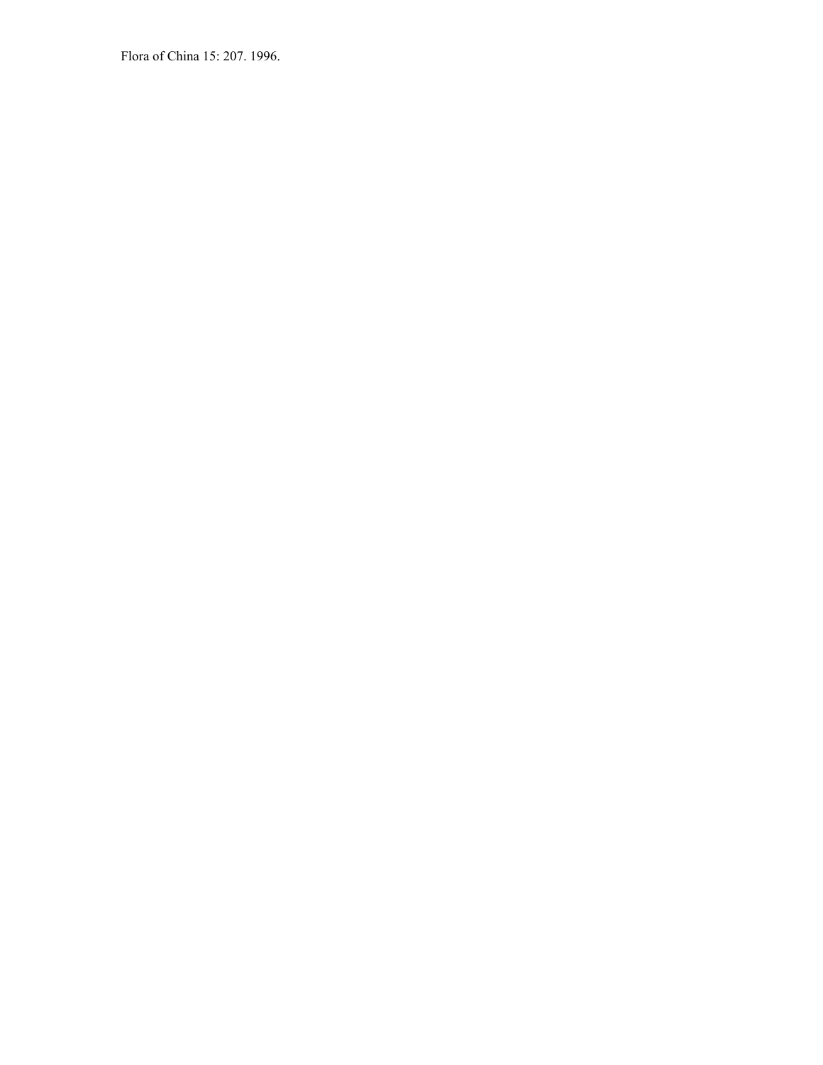Flora of China 15: 207. 1996.